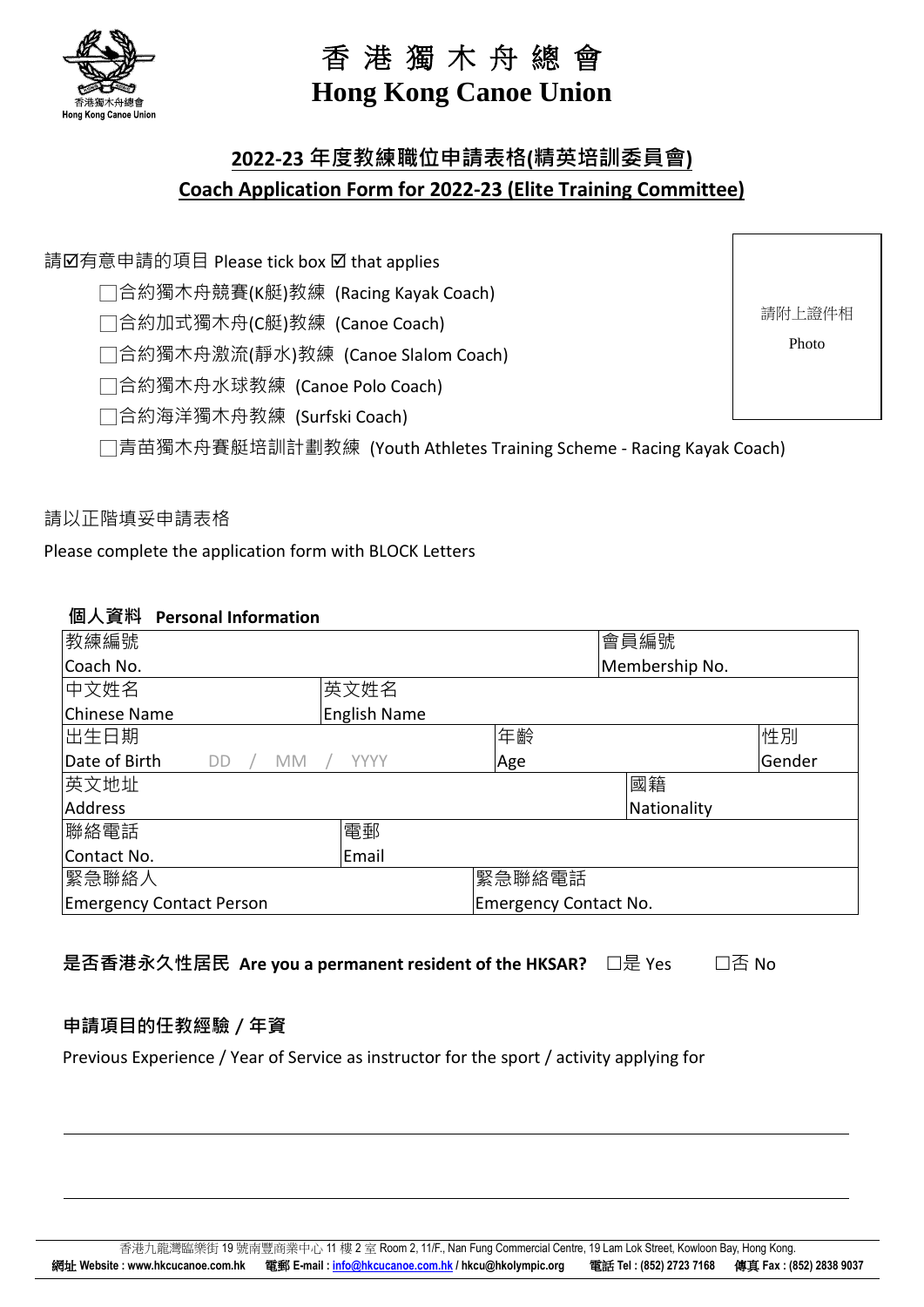# 香 港 獨 木 舟 總 會
# Hong Kong Canoe Union

## 2022-23 年度教練職位申請表格(精英培訓委員會)
## Coach Application Form for 2022-23 (Elite Training Committee)

請☑有意申請的項目 Please tick box ☑ that applies

- ☐合約獨木舟競賽(K艇)教練 (Racing Kayak Coach)
- ☐合約加式獨木舟(C艇)教練 (Canoe Coach)
- ☐合約獨木舟激流(靜水)教練 (Canoe Slalom Coach)
- ☐合約獨木舟水球教練 (Canoe Polo Coach)
- ☐合約海洋獨木舟教練 (Surfski Coach)
- ☐青苗獨木舟賽艇培訓計劃教練 (Youth Athletes Training Scheme - Racing Kayak Coach)

請附上證件相 Photo

請以正階填妥申請表格

Please complete the application form with BLOCK Letters

**個人資料 Personal Information**

| | | | |
|---|---|---|---|
| 教練編號 Coach No. | | 會員編號 Membership No. | |
| 中文姓名 Chinese Name | 英文姓名 English Name | | |
| 出生日期 Date of Birth DD / MM / YYYY | 年齡 Age | | 性別 Gender |
| 英文地址 Address | | 國籍 Nationality | |
| 聯絡電話 Contact No. | 電郵 Email | | |
| 緊急聯絡人 Emergency Contact Person | | 緊急聯絡電話 Emergency Contact No. | |

**是否香港永久性居民 Are you a permanent resident of the HKSAR?** ☐是 Yes ☐否 No

**申請項目的任教經驗 / 年資**

Previous Experience / Year of Service as instructor for the sport / activity applying for

香港九龍灣臨樂街 19 號南豐商業中心 11 樓 2 室 Room 2, 11/F., Nan Fung Commercial Centre, 19 Lam Lok Street, Kowloon Bay, Hong Kong.
**網址 Website : www.hkcucanoe.com.hk 電郵 E-mail : info@hkcucanoe.com.hk / hkcu@hkolympic.org 電話 Tel : (852) 2723 7168 傳真 Fax : (852) 2838 9037**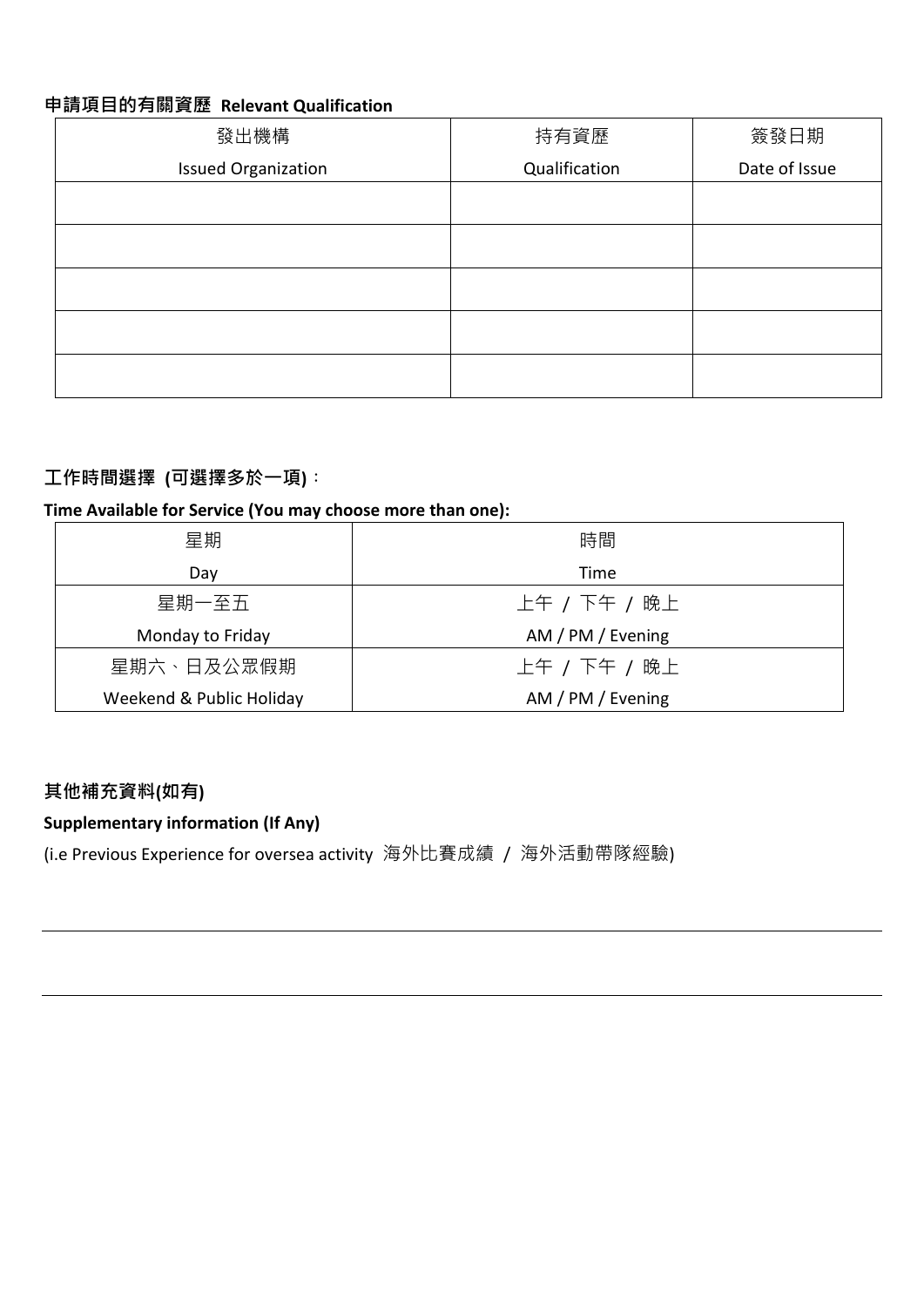**申請項目的有關資歷 Relevant Qualification**

| 發出機構<br>Issued Organization | 持有資歷<br>Qualification | 簽發日期<br>Date of Issue |
|---|---|---|
| | | |
| | | |
| | | |
| | | |
| | | |

**工作時間選擇 (可選擇多於一項)**：

**Time Available for Service (You may choose more than one):**

| 星期<br>Day | 時間<br>Time |
|---|---|
| 星期一至五<br>Monday to Friday | 上午 / 下午 / 晚上<br>AM / PM / Evening |
| 星期六、日及公眾假期<br>Weekend & Public Holiday | 上午 / 下午 / 晚上<br>AM / PM / Evening |

**其他補充資料(如有)**

**Supplementary information (If Any)**

(i.e Previous Experience for oversea activity 海外比賽成績 / 海外活動帶隊經驗)

---

---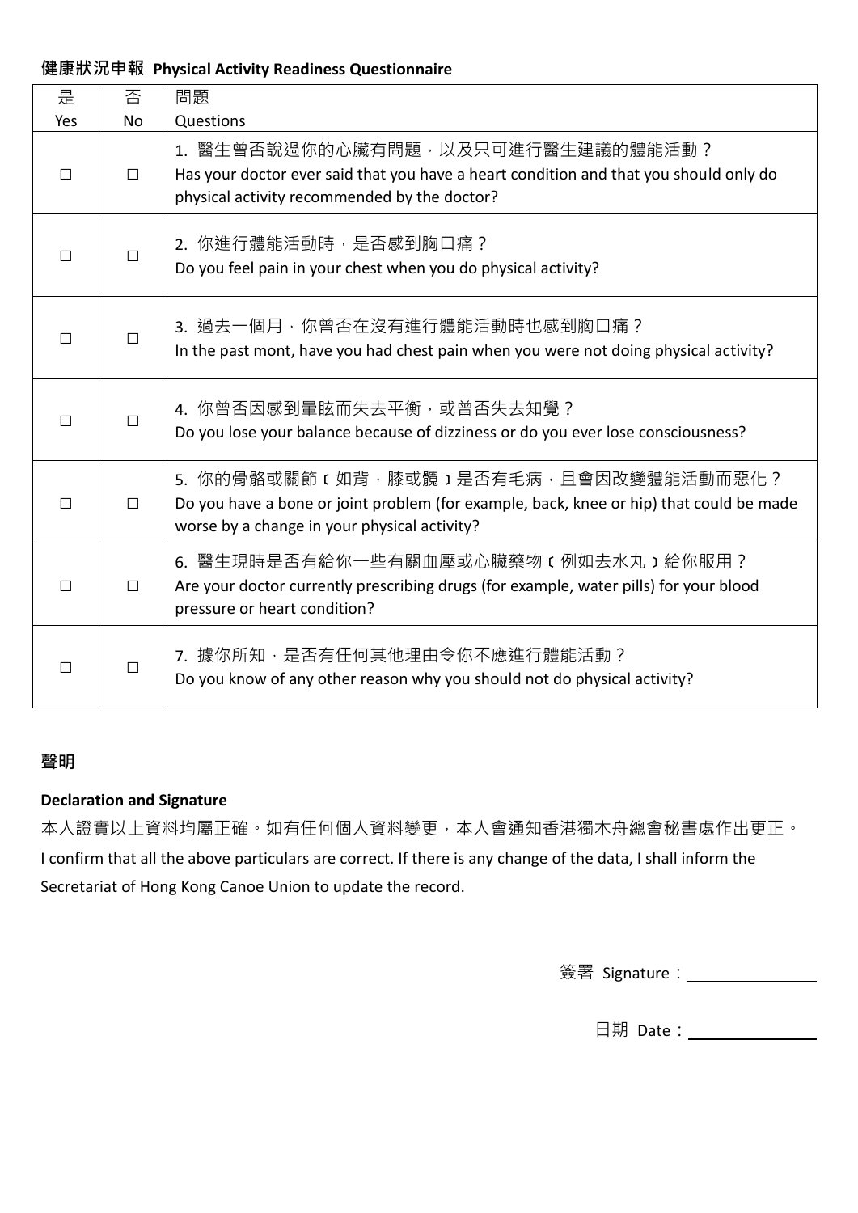**健康狀況申報 Physical Activity Readiness Questionnaire**

| 是<br>Yes | 否<br>No | 問題<br>Questions |
|---|---|---|
| ☐ | ☐ | 1. 醫生曾否說過你的心臟有問題，以及只可進行醫生建議的體能活動？<br>Has your doctor ever said that you have a heart condition and that you should only do physical activity recommended by the doctor? |
| ☐ | ☐ | 2. 你進行體能活動時，是否感到胸口痛？<br>Do you feel pain in your chest when you do physical activity? |
| ☐ | ☐ | 3. 過去一個月，你曾否在沒有進行體能活動時也感到胸口痛？<br>In the past mont, have you had chest pain when you were not doing physical activity? |
| ☐ | ☐ | 4. 你曾否因感到暈眩而失去平衡，或曾否失去知覺？<br>Do you lose your balance because of dizziness or do you ever lose consciousness? |
| ☐ | ☐ | 5. 你的骨骼或關節（如背，膝或髖）是否有毛病，且會因改變體能活動而惡化？<br>Do you have a bone or joint problem (for example, back, knee or hip) that could be made worse by a change in your physical activity? |
| ☐ | ☐ | 6. 醫生現時是否有給你一些有關血壓或心臟藥物（例如去水丸）給你服用？<br>Are your doctor currently prescribing drugs (for example, water pills) for your blood pressure or heart condition? |
| ☐ | ☐ | 7. 據你所知，是否有任何其他理由令你不應進行體能活動？<br>Do you know of any other reason why you should not do physical activity? |

**聲明**

**Declaration and Signature**

本人證實以上資料均屬正確。如有任何個人資料變更，本人會通知香港獨木舟總會秘書處作出更正。
I confirm that all the above particulars are correct. If there is any change of the data, I shall inform the Secretariat of Hong Kong Canoe Union to update the record.

簽署 Signature：\_\_\_\_\_\_\_\_\_\_\_\_\_\_

日期 Date：\_\_\_\_\_\_\_\_\_\_\_\_\_\_